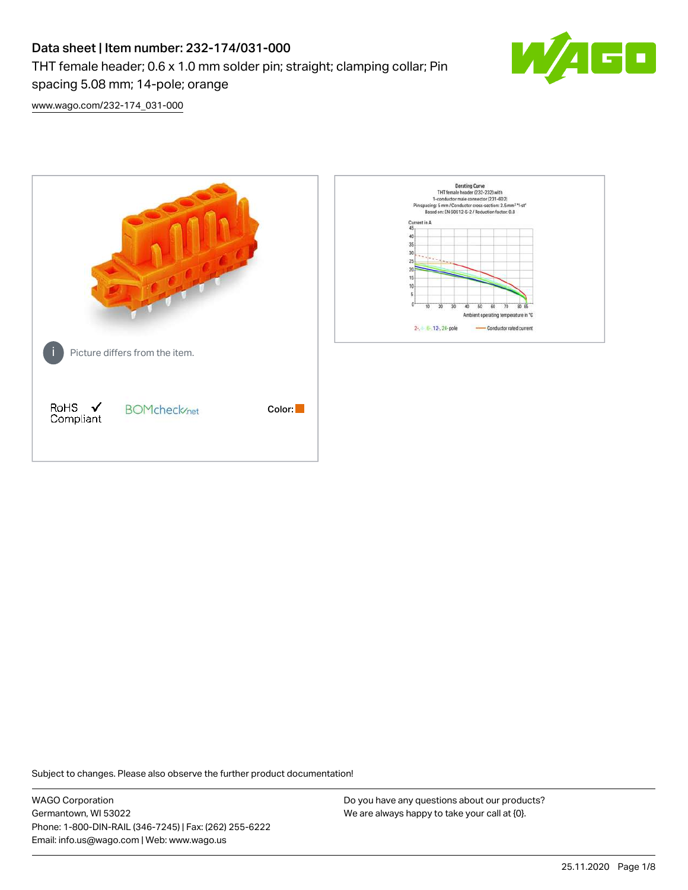# Data sheet | Item number: 232-174/031-000

THT female header; 0.6 x 1.0 mm solder pin; straight; clamping collar; Pin spacing 5.08 mm; 14-pole; orange

[www.wago.com/232-174_031-000](http://www.wago.com/232-174_031-000)

Picture differs from the item.

RoHS Compliant

BOMcheck.net

Color:

Subject to changes. Please also observe the further product documentation!

WAGO Corporation
Germantown, WI 53022
Phone: 1-800-DIN-RAIL (346-7245) | Fax: (262) 255-6222
Email: info.us@wago.com | Web: www.wago.us

Do you have any questions about our products?
We are always happy to take your call at {0}.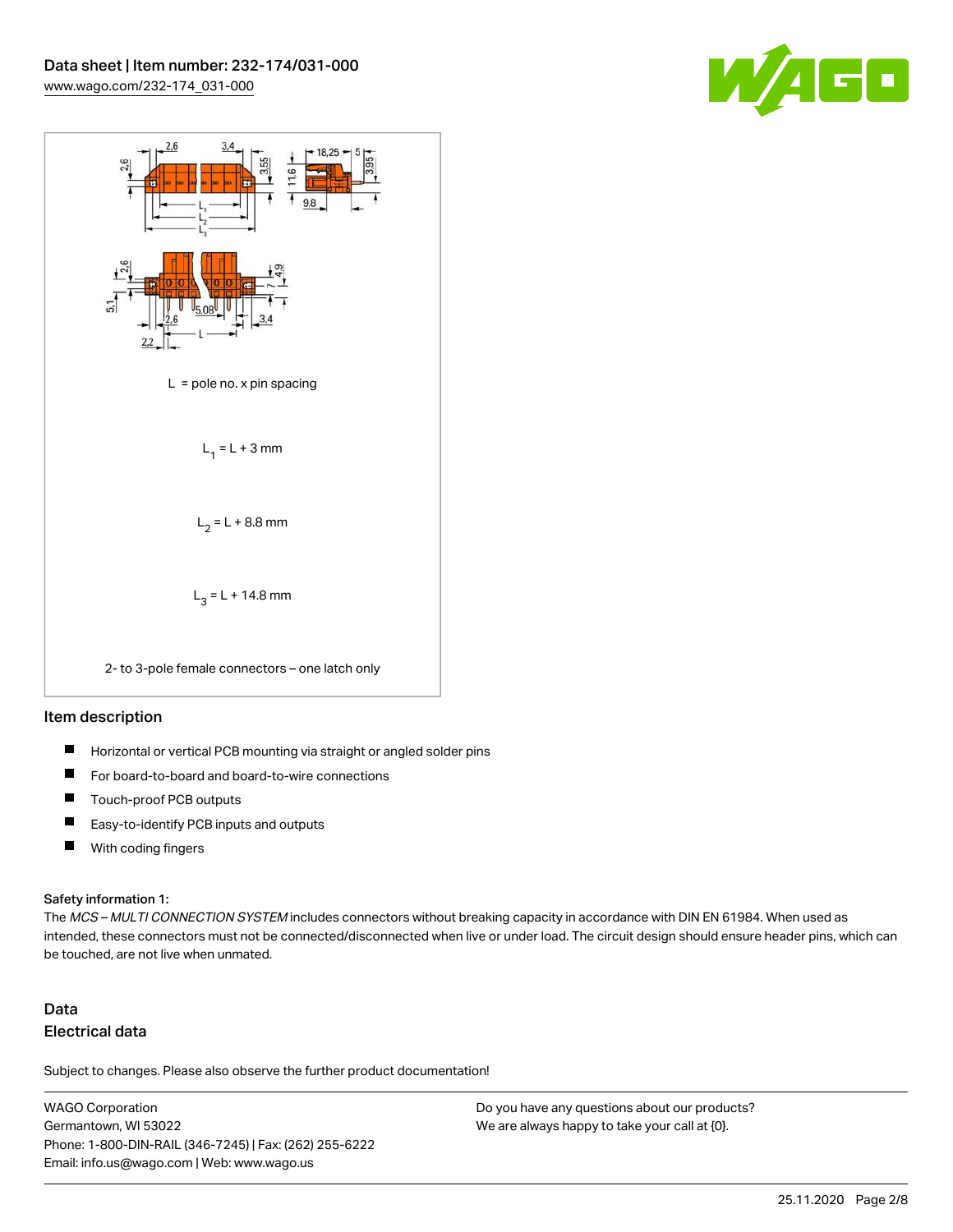L = pole no. x pin spacing

$L_1 = L + 3$ mm

$L_2 = L + 8.8$ mm

$L_3 = L + 14.8$ mm

2- to 3-pole female connectors – one latch only

## Item description

- Horizontal or vertical PCB mounting via straight or angled solder pins
- For board-to-board and board-to-wire connections
- Touch-proof PCB outputs
- Easy-to-identify PCB inputs and outputs
- With coding fingers

**Safety information 1:**
The *MCS – MULTI CONNECTION SYSTEM* includes connectors without breaking capacity in accordance with DIN EN 61984. When used as intended, these connectors must not be connected/disconnected when live or under load. The circuit design should ensure header pins, which can be touched, are not live when unmated.

## Data

### Electrical data

Subject to changes. Please also observe the further product documentation!

WAGO Corporation
Germantown, WI 53022
Phone: 1-800-DIN-RAIL (346-7245) | Fax: (262) 255-6222
Email: info.us@wago.com | Web: www.wago.us

Do you have any questions about our products?
We are always happy to take your call at {0}.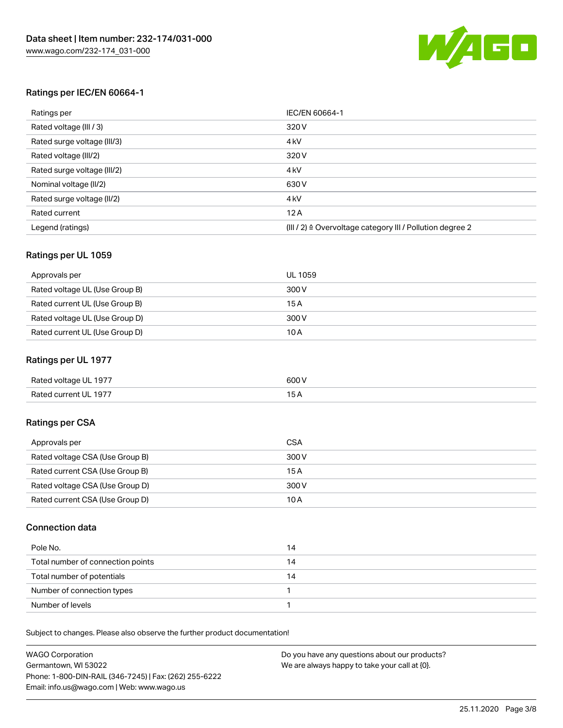## Ratings per IEC/EN 60664-1

| Ratings per | IEC/EN 60664-1 |
| --- | --- |
| Rated voltage (III / 3) | 320 V |
| Rated surge voltage (III/3) | 4 kV |
| Rated voltage (III/2) | 320 V |
| Rated surge voltage (III/2) | 4 kV |
| Nominal voltage (II/2) | 630 V |
| Rated surge voltage (II/2) | 4 kV |
| Rated current | 12 A |
| Legend (ratings) | (III / 2) ≙ Overvoltage category III / Pollution degree 2 |

## Ratings per UL 1059

| Approvals per | UL 1059 |
| --- | --- |
| Rated voltage UL (Use Group B) | 300 V |
| Rated current UL (Use Group B) | 15 A |
| Rated voltage UL (Use Group D) | 300 V |
| Rated current UL (Use Group D) | 10 A |

## Ratings per UL 1977

| | |
| --- | --- |
| Rated voltage UL 1977 | 600 V |
| Rated current UL 1977 | 15 A |

## Ratings per CSA

| Approvals per | CSA |
| --- | --- |
| Rated voltage CSA (Use Group B) | 300 V |
| Rated current CSA (Use Group B) | 15 A |
| Rated voltage CSA (Use Group D) | 300 V |
| Rated current CSA (Use Group D) | 10 A |

## Connection data

| | |
| --- | --- |
| Pole No. | 14 |
| Total number of connection points | 14 |
| Total number of potentials | 14 |
| Number of connection types | 1 |
| Number of levels | 1 |

Subject to changes. Please also observe the further product documentation!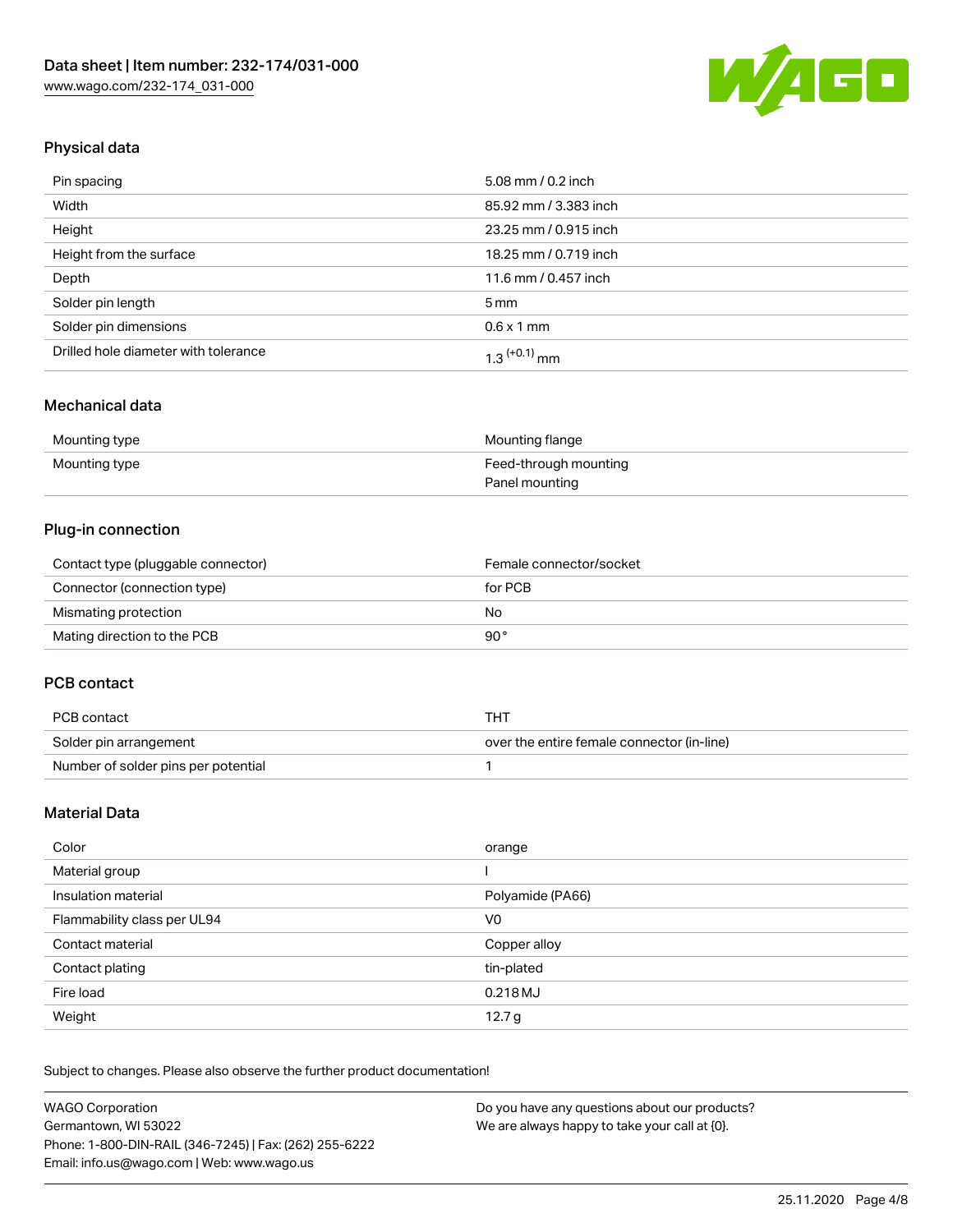## Physical data

| | |
|---|---|
| Pin spacing | 5.08 mm / 0.2 inch |
| Width | 85.92 mm / 3.383 inch |
| Height | 23.25 mm / 0.915 inch |
| Height from the surface | 18.25 mm / 0.719 inch |
| Depth | 11.6 mm / 0.457 inch |
| Solder pin length | 5 mm |
| Solder pin dimensions | 0.6 x 1 mm |
| Drilled hole diameter with tolerance | $1.3^{(+0.1)}$ mm |

## Mechanical data

| | |
|---|---|
| Mounting type | Mounting flange |
| Mounting type | Feed-through mounting<br>Panel mounting |

## Plug-in connection

| | |
|---|---|
| Contact type (pluggable connector) | Female connector/socket |
| Connector (connection type) | for PCB |
| Mismating protection | No |
| Mating direction to the PCB | 90° |

## PCB contact

| | |
|---|---|
| PCB contact | THT |
| Solder pin arrangement | over the entire female connector (in-line) |
| Number of solder pins per potential | 1 |

## Material Data

| | |
|---|---|
| Color | orange |
| Material group | I |
| Insulation material | Polyamide (PA66) |
| Flammability class per UL94 | V0 |
| Contact material | Copper alloy |
| Contact plating | tin-plated |
| Fire load | 0.218 MJ |
| Weight | 12.7 g |

Subject to changes. Please also observe the further product documentation!

WAGO Corporation
Germantown, WI 53022
Phone: 1-800-DIN-RAIL (346-7245) | Fax: (262) 255-6222
Email: info.us@wago.com | Web: www.wago.us

Do you have any questions about our products?
We are always happy to take your call at {0}.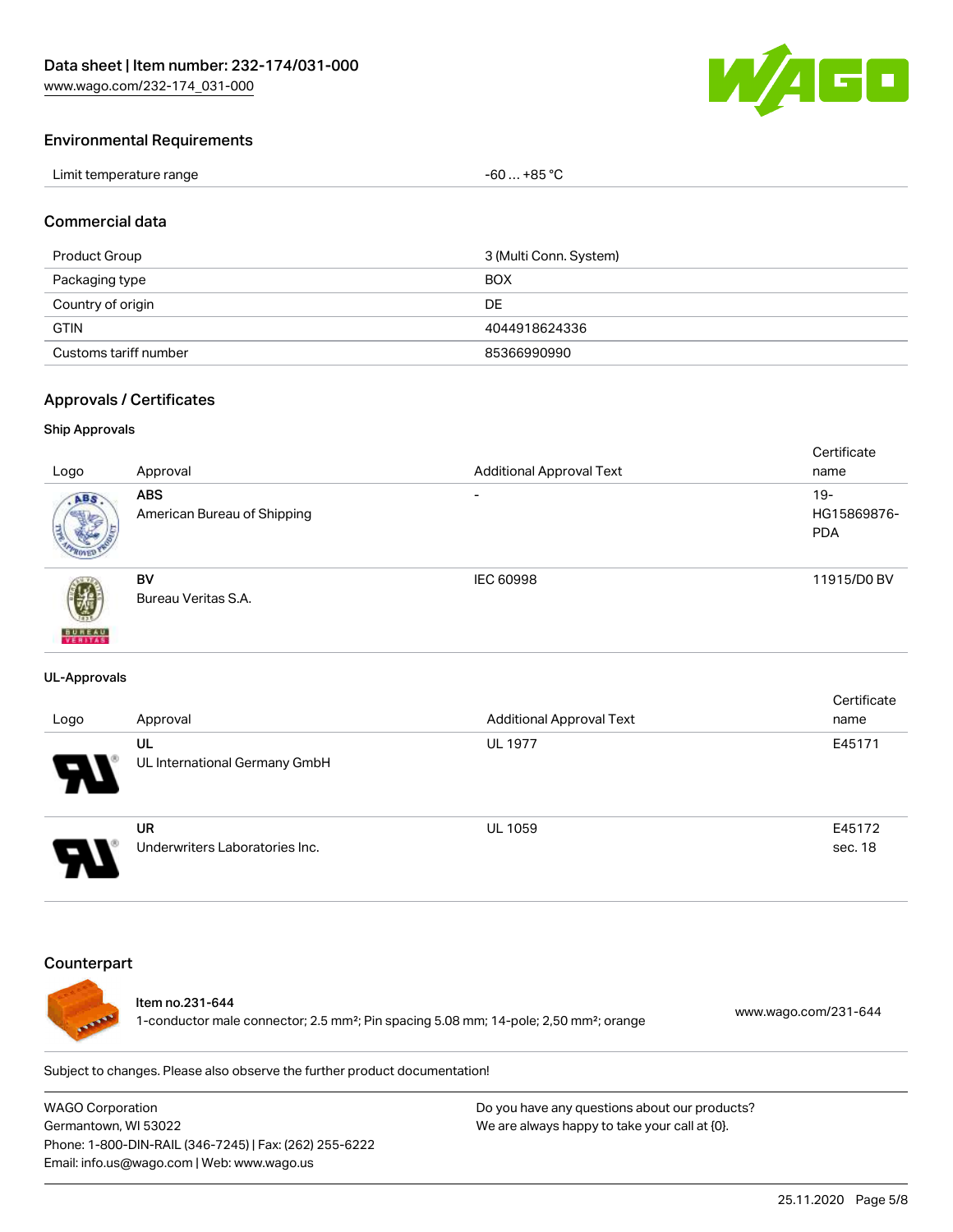## Environmental Requirements

| Limit temperature range | -60 … +85 °C |
| --- | --- |

## Commercial data

| Product Group | 3 (Multi Conn. System) |
| --- | --- |
| Packaging type | BOX |
| Country of origin | DE |
| GTIN | 4044918624336 |
| Customs tariff number | 85366990990 |

## Approvals / Certificates

### Ship Approvals

| Logo | Approval | Additional Approval Text | Certificate name |
| --- | --- | --- | --- |
| | **ABS** American Bureau of Shipping | - | 19-HG15869876-PDA |
| | **BV** Bureau Veritas S.A. | IEC 60998 | 11915/D0 BV |

### UL-Approvals

| Logo | Approval | Additional Approval Text | Certificate name |
| --- | --- | --- | --- |
| | **UL** UL International Germany GmbH | UL 1977 | E45171 |
| | **UR** Underwriters Laboratories Inc. | UL 1059 | E45172 sec. 18 |

## Counterpart

**Item no.231-644**
1-conductor male connector; 2.5 mm²; Pin spacing 5.08 mm; 14-pole; 2,50 mm²; orange
www.wago.com/231-644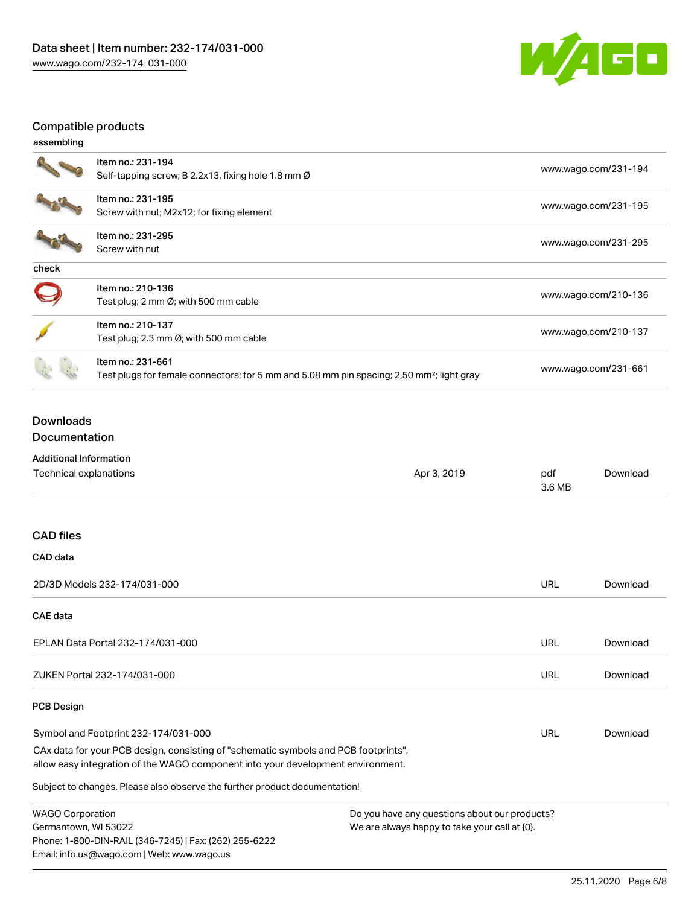## Compatible products

assembling

| | | |
|---|---|---|
| | Item no.: 231-194<br>Self-tapping screw; B 2.2x13, fixing hole 1.8 mm Ø | www.wago.com/231-194 |
| | Item no.: 231-195<br>Screw with nut; M2x12; for fixing element | www.wago.com/231-195 |
| | Item no.: 231-295<br>Screw with nut | www.wago.com/231-295 |

check

| | | |
|---|---|---|
| | Item no.: 210-136<br>Test plug; 2 mm Ø; with 500 mm cable | www.wago.com/210-136 |
| | Item no.: 210-137<br>Test plug; 2.3 mm Ø; with 500 mm cable | www.wago.com/210-137 |
| | Item no.: 231-661<br>Test plugs for female connectors; for 5 mm and 5.08 mm pin spacing; 2,50 mm²; light gray | www.wago.com/231-661 |

## Downloads

### Documentation

**Additional Information**

| | | | |
|---|---|---|---|
| Technical explanations | Apr 3, 2019 | pdf<br>3.6 MB | Download |

### CAD files

**CAD data**

| | | |
|---|---|---|
| 2D/3D Models 232-174/031-000 | URL | Download |

**CAE data**

| | | |
|---|---|---|
| EPLAN Data Portal 232-174/031-000 | URL | Download |
| ZUKEN Portal 232-174/031-000 | URL | Download |

**PCB Design**

| | | |
|---|---|---|
| Symbol and Footprint 232-174/031-000 | URL | Download |

CAx data for your PCB design, consisting of "schematic symbols and PCB footprints", allow easy integration of the WAGO component into your development environment.

Subject to changes. Please also observe the further product documentation!

WAGO Corporation
Germantown, WI 53022
Phone: 1-800-DIN-RAIL (346-7245) | Fax: (262) 255-6222
Email: info.us@wago.com | Web: www.wago.us

Do you have any questions about our products?
We are always happy to take your call at {0}.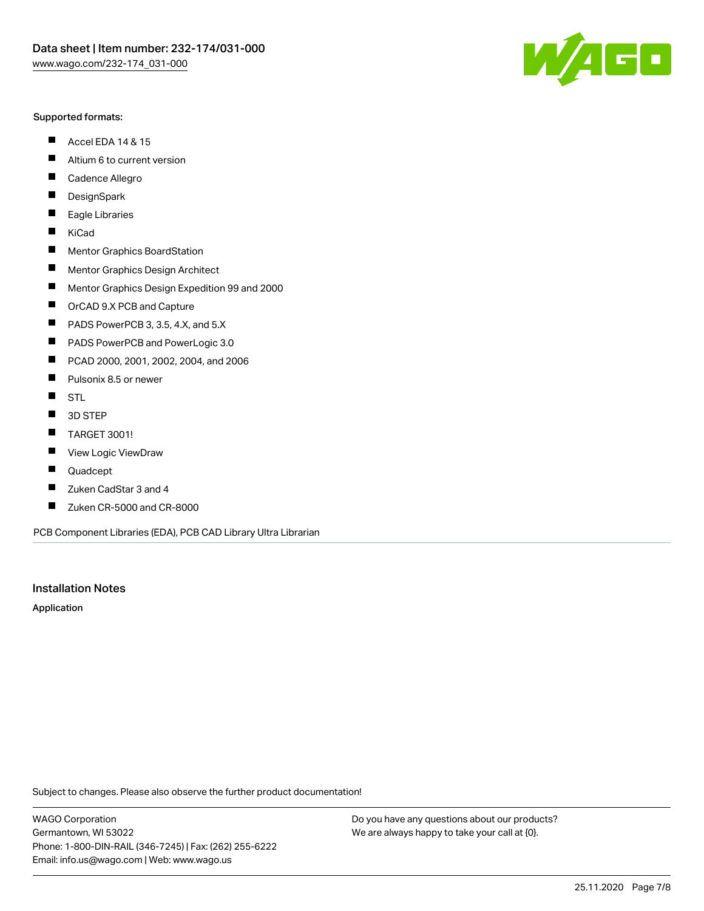Supported formats:

- Accel EDA 14 & 15
- Altium 6 to current version
- Cadence Allegro
- DesignSpark
- Eagle Libraries
- KiCad
- Mentor Graphics BoardStation
- Mentor Graphics Design Architect
- Mentor Graphics Design Expedition 99 and 2000
- OrCAD 9.X PCB and Capture
- PADS PowerPCB 3, 3.5, 4.X, and 5.X
- PADS PowerPCB and PowerLogic 3.0
- PCAD 2000, 2001, 2002, 2004, and 2006
- Pulsonix 8.5 or newer
- STL
- 3D STEP
- TARGET 3001!
- View Logic ViewDraw
- Quadcept
- Zuken CadStar 3 and 4
- Zuken CR-5000 and CR-8000

PCB Component Libraries (EDA), PCB CAD Library Ultra Librarian

## Installation Notes

**Application**

Subject to changes. Please also observe the further product documentation!

WAGO Corporation
Germantown, WI 53022
Phone: 1-800-DIN-RAIL (346-7245) | Fax: (262) 255-6222
Email: info.us@wago.com | Web: www.wago.us

Do you have any questions about our products?
We are always happy to take your call at {0}.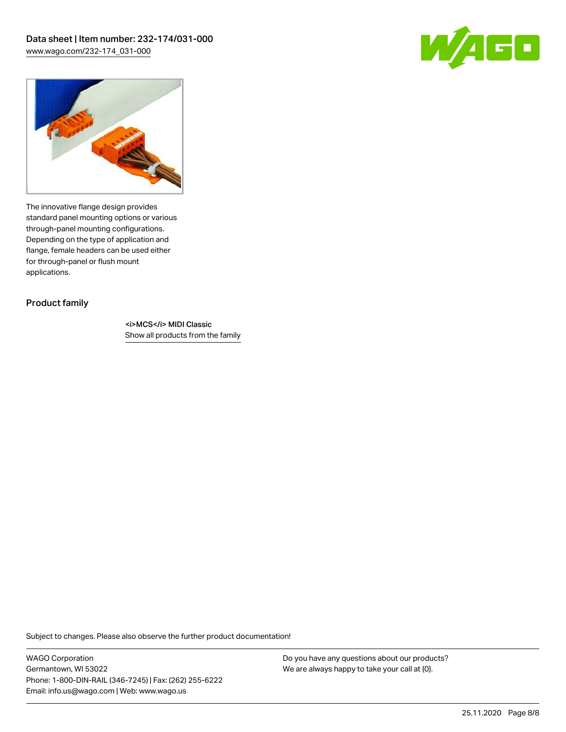The innovative flange design provides standard panel mounting options or various through-panel mounting configurations. Depending on the type of application and flange, female headers can be used either for through-panel or flush mount applications.

## Product family

<i>MCS</i> MIDI Classic
Show all products from the family

Subject to changes. Please also observe the further product documentation!

WAGO Corporation
Germantown, WI 53022
Phone: 1-800-DIN-RAIL (346-7245) | Fax: (262) 255-6222
Email: info.us@wago.com | Web: www.wago.us

Do you have any questions about our products?
We are always happy to take your call at {0}.